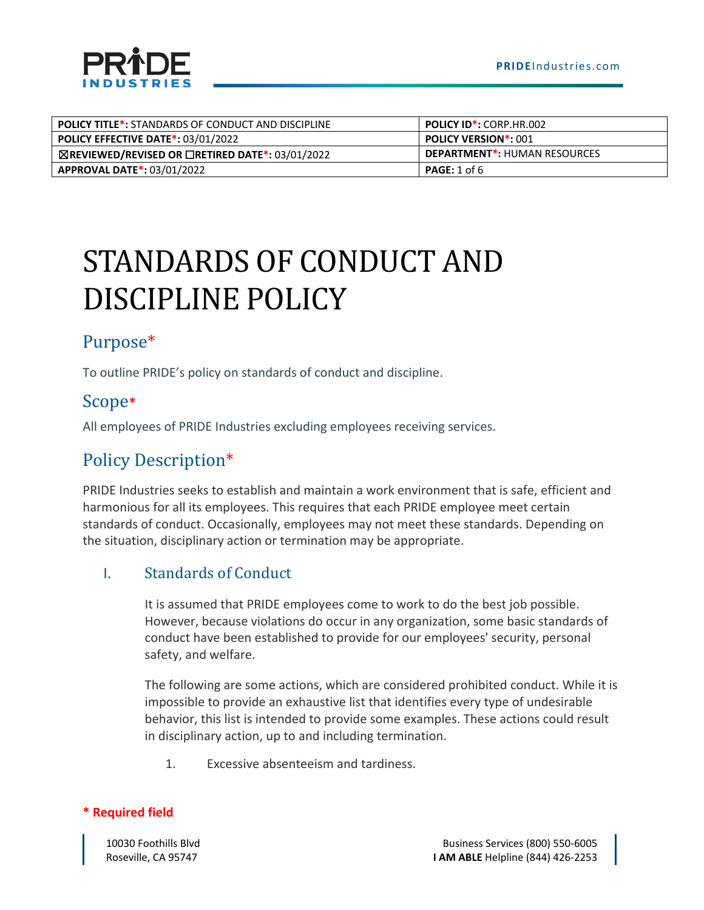| POLICY TITLE*: STANDARDS OF CONDUCT AND DISCIPLINE | POLICY ID*: CORP.HR.002 |
| --- | --- |
| POLICY EFFECTIVE DATE*: 03/01/2022 | POLICY VERSION*: 001 |
| ☒REVIEWED/REVISED OR ☐RETIRED DATE*: 03/01/2022 | DEPARTMENT*: HUMAN RESOURCES |
| APPROVAL DATE*: 03/01/2022 | PAGE: 1 of 6 |

# STANDARDS OF CONDUCT AND DISCIPLINE POLICY

## Purpose*

To outline PRIDE's policy on standards of conduct and discipline.

## Scope*

All employees of PRIDE Industries excluding employees receiving services.

## Policy Description*

PRIDE Industries seeks to establish and maintain a work environment that is safe, efficient and harmonious for all its employees. This requires that each PRIDE employee meet certain standards of conduct. Occasionally, employees may not meet these standards. Depending on the situation, disciplinary action or termination may be appropriate.

### I. Standards of Conduct

It is assumed that PRIDE employees come to work to do the best job possible. However, because violations do occur in any organization, some basic standards of conduct have been established to provide for our employees' security, personal safety, and welfare.

The following are some actions, which are considered prohibited conduct. While it is impossible to provide an exhaustive list that identifies every type of undesirable behavior, this list is intended to provide some examples. These actions could result in disciplinary action, up to and including termination.

1. Excessive absenteeism and tardiness.

**\* Required field**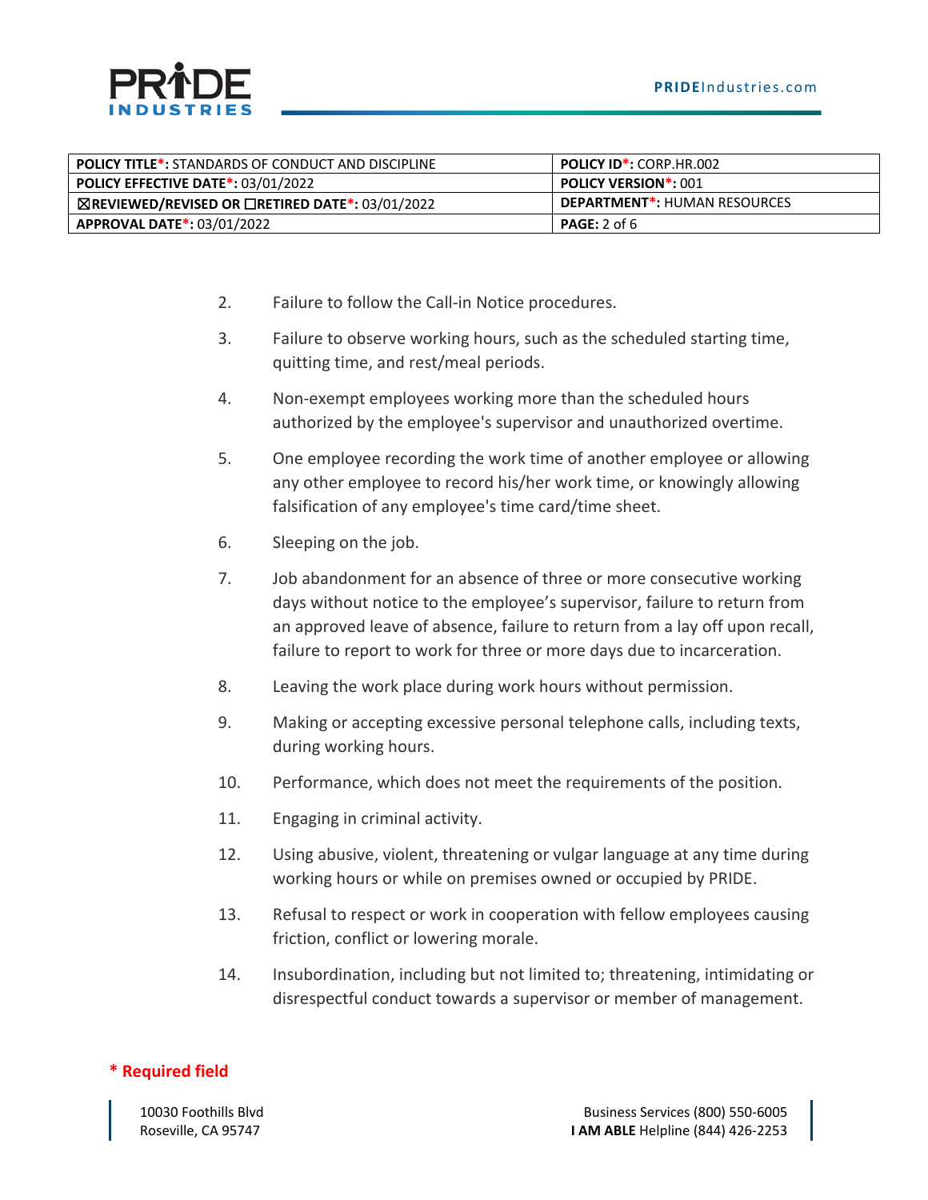2. Failure to follow the Call-in Notice procedures.

3. Failure to observe working hours, such as the scheduled starting time, quitting time, and rest/meal periods.

4. Non-exempt employees working more than the scheduled hours authorized by the employee's supervisor and unauthorized overtime.

5. One employee recording the work time of another employee or allowing any other employee to record his/her work time, or knowingly allowing falsification of any employee's time card/time sheet.

6. Sleeping on the job.

7. Job abandonment for an absence of three or more consecutive working days without notice to the employee's supervisor, failure to return from an approved leave of absence, failure to return from a lay off upon recall, failure to report to work for three or more days due to incarceration.

8. Leaving the work place during work hours without permission.

9. Making or accepting excessive personal telephone calls, including texts, during working hours.

10. Performance, which does not meet the requirements of the position.

11. Engaging in criminal activity.

12. Using abusive, violent, threatening or vulgar language at any time during working hours or while on premises owned or occupied by PRIDE.

13. Refusal to respect or work in cooperation with fellow employees causing friction, conflict or lowering morale.

14. Insubordination, including but not limited to; threatening, intimidating or disrespectful conduct towards a supervisor or member of management.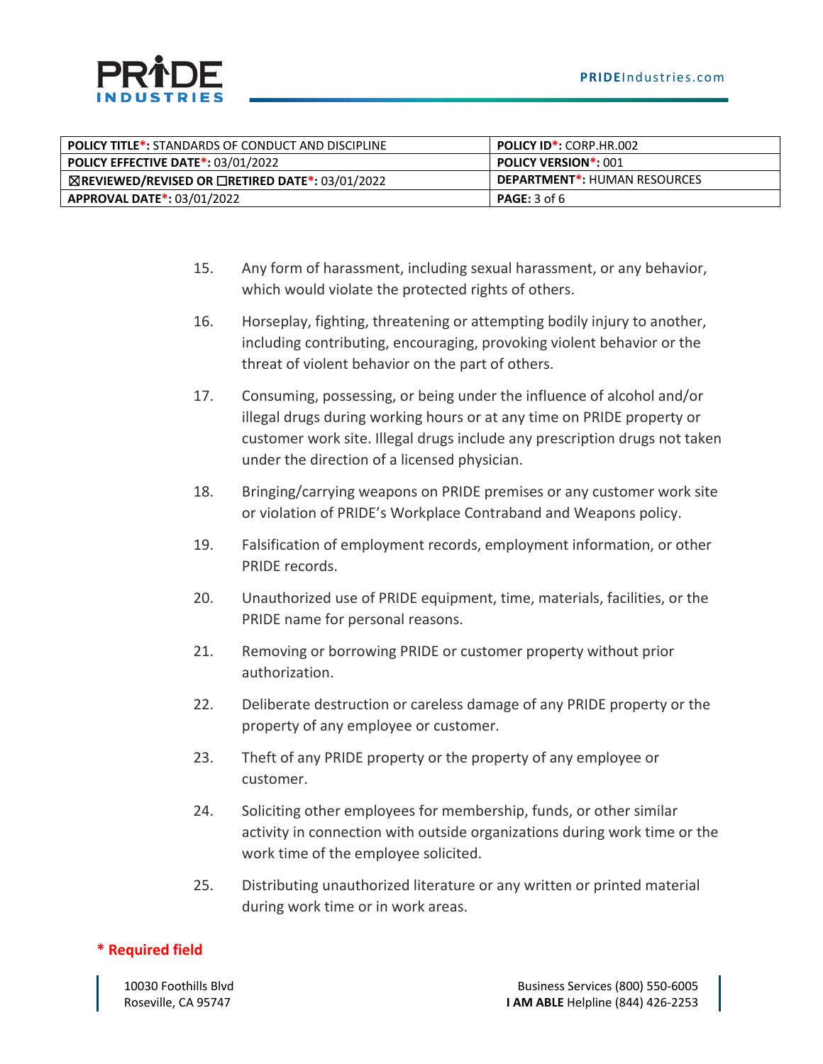15. Any form of harassment, including sexual harassment, or any behavior, which would violate the protected rights of others.

16. Horseplay, fighting, threatening or attempting bodily injury to another, including contributing, encouraging, provoking violent behavior or the threat of violent behavior on the part of others.

17. Consuming, possessing, or being under the influence of alcohol and/or illegal drugs during working hours or at any time on PRIDE property or customer work site. Illegal drugs include any prescription drugs not taken under the direction of a licensed physician.

18. Bringing/carrying weapons on PRIDE premises or any customer work site or violation of PRIDE's Workplace Contraband and Weapons policy.

19. Falsification of employment records, employment information, or other PRIDE records.

20. Unauthorized use of PRIDE equipment, time, materials, facilities, or the PRIDE name for personal reasons.

21. Removing or borrowing PRIDE or customer property without prior authorization.

22. Deliberate destruction or careless damage of any PRIDE property or the property of any employee or customer.

23. Theft of any PRIDE property or the property of any employee or customer.

24. Soliciting other employees for membership, funds, or other similar activity in connection with outside organizations during work time or the work time of the employee solicited.

25. Distributing unauthorized literature or any written or printed material during work time or in work areas.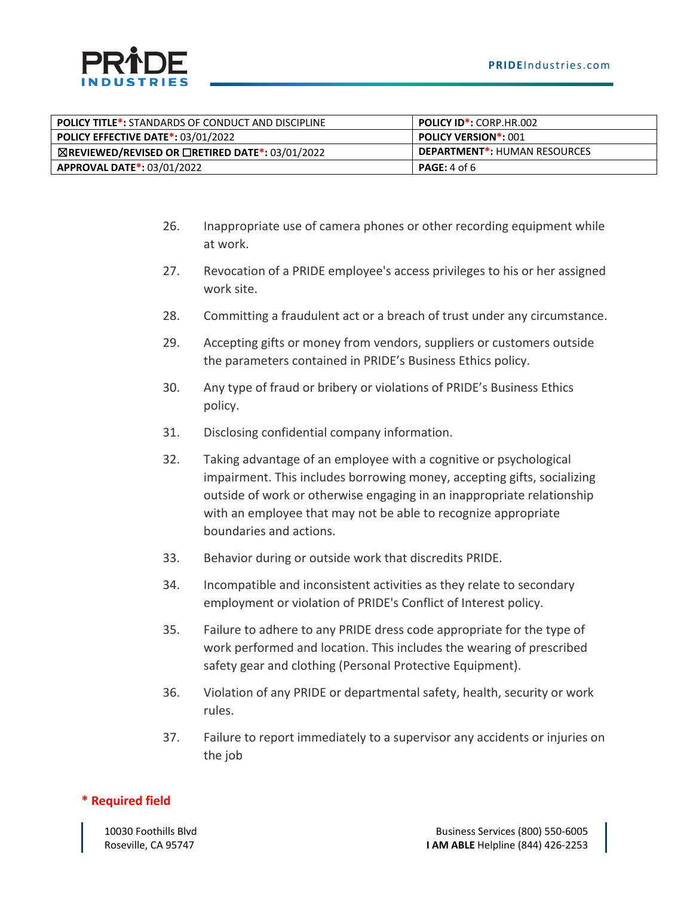26. Inappropriate use of camera phones or other recording equipment while at work.
27. Revocation of a PRIDE employee's access privileges to his or her assigned work site.
28. Committing a fraudulent act or a breach of trust under any circumstance.
29. Accepting gifts or money from vendors, suppliers or customers outside the parameters contained in PRIDE's Business Ethics policy.
30. Any type of fraud or bribery or violations of PRIDE's Business Ethics policy.
31. Disclosing confidential company information.
32. Taking advantage of an employee with a cognitive or psychological impairment. This includes borrowing money, accepting gifts, socializing outside of work or otherwise engaging in an inappropriate relationship with an employee that may not be able to recognize appropriate boundaries and actions.
33. Behavior during or outside work that discredits PRIDE.
34. Incompatible and inconsistent activities as they relate to secondary employment or violation of PRIDE's Conflict of Interest policy.
35. Failure to adhere to any PRIDE dress code appropriate for the type of work performed and location. This includes the wearing of prescribed safety gear and clothing (Personal Protective Equipment).
36. Violation of any PRIDE or departmental safety, health, security or work rules.
37. Failure to report immediately to a supervisor any accidents or injuries on the job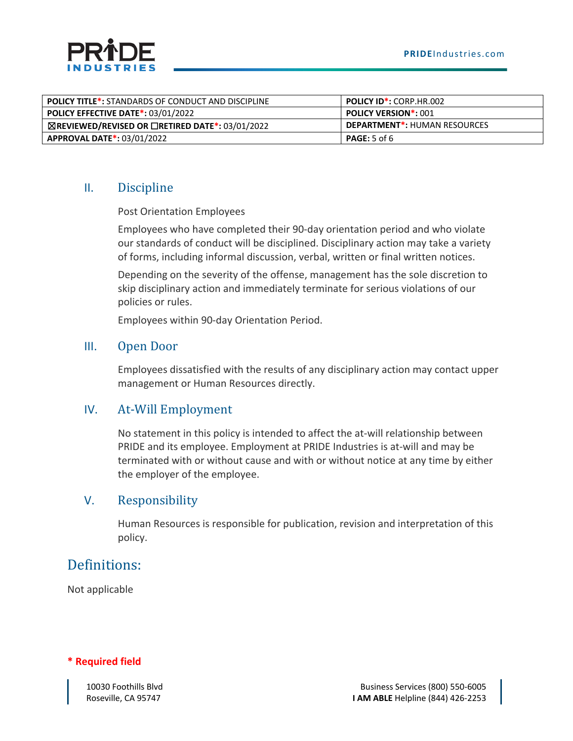| POLICY TITLE*: STANDARDS OF CONDUCT AND DISCIPLINE | POLICY ID*: CORP.HR.002 |
|---|---|
| POLICY EFFECTIVE DATE*: 03/01/2022 | POLICY VERSION*: 001 |
| ☒REVIEWED/REVISED OR ☐RETIRED DATE*: 03/01/2022 | DEPARTMENT*: HUMAN RESOURCES |
| APPROVAL DATE*: 03/01/2022 | PAGE: 5 of 6 |

## II. Discipline

Post Orientation Employees

Employees who have completed their 90-day orientation period and who violate our standards of conduct will be disciplined. Disciplinary action may take a variety of forms, including informal discussion, verbal, written or final written notices.

Depending on the severity of the offense, management has the sole discretion to skip disciplinary action and immediately terminate for serious violations of our policies or rules.

Employees within 90-day Orientation Period.

## III. Open Door

Employees dissatisfied with the results of any disciplinary action may contact upper management or Human Resources directly.

## IV. At-Will Employment

No statement in this policy is intended to affect the at-will relationship between PRIDE and its employee. Employment at PRIDE Industries is at-will and may be terminated with or without cause and with or without notice at any time by either the employer of the employee.

## V. Responsibility

Human Resources is responsible for publication, revision and interpretation of this policy.

# Definitions:

Not applicable

**\* Required field**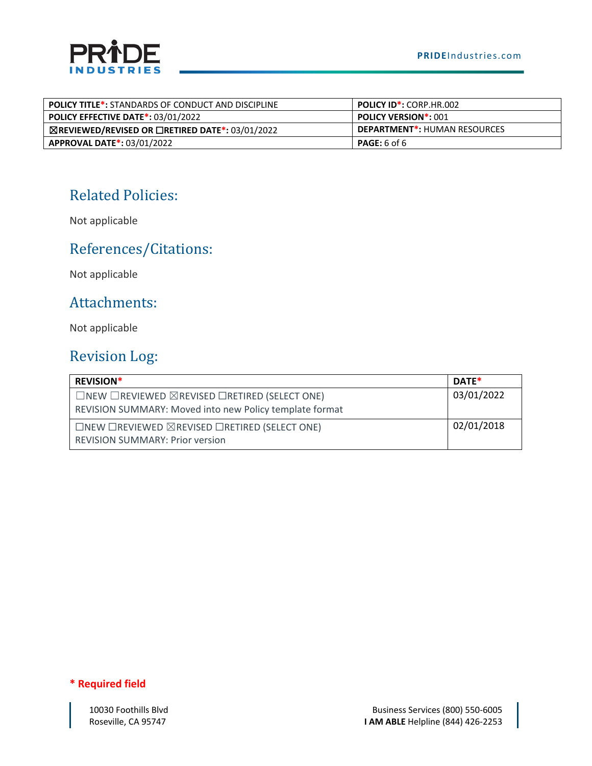| POLICY TITLE*: STANDARDS OF CONDUCT AND DISCIPLINE | POLICY ID*: CORP.HR.002 |
|---|---|
| POLICY EFFECTIVE DATE*: 03/01/2022 | POLICY VERSION*: 001 |
| ☒REVIEWED/REVISED OR ☐RETIRED DATE*: 03/01/2022 | DEPARTMENT*: HUMAN RESOURCES |
| APPROVAL DATE*: 03/01/2022 | PAGE: 6 of 6 |

## Related Policies:

Not applicable

## References/Citations:

Not applicable

## Attachments:

Not applicable

## Revision Log:

| REVISION* | DATE* |
|---|---|
| ☐NEW ☐REVIEWED ☒REVISED ☐RETIRED (SELECT ONE)<br>REVISION SUMMARY: Moved into new Policy template format | 03/01/2022 |
| ☐NEW ☐REVIEWED ☒REVISED ☐RETIRED (SELECT ONE)<br>REVISION SUMMARY: Prior version | 02/01/2018 |

**\* Required field**